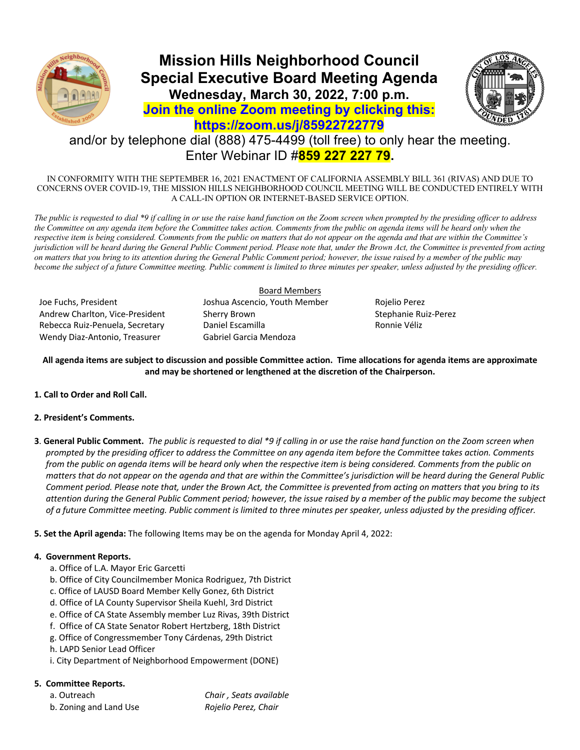# Mission Hills Neighborhood Council
## Special Executive Board Meeting Agenda
### Wednesday, March 30, 2022, 7:00 p.m.
### Join the online Zoom meeting by clicking this: https://zoom.us/j/85922722779

and/or by telephone dial (888) 475-4499 (toll free) to only hear the meeting. Enter Webinar ID #**859 227 227 79**.

IN CONFORMITY WITH THE SEPTEMBER 16, 2021 ENACTMENT OF CALIFORNIA ASSEMBLY BILL 361 (RIVAS) AND DUE TO CONCERNS OVER COVID-19, THE MISSION HILLS NEIGHBORHOOD COUNCIL MEETING WILL BE CONDUCTED ENTIRELY WITH A CALL-IN OPTION OR INTERNET-BASED SERVICE OPTION.

*The public is requested to dial \*9 if calling in or use the raise hand function on the Zoom screen when prompted by the presiding officer to address the Committee on any agenda item before the Committee takes action. Comments from the public on agenda items will be heard only when the respective item is being considered. Comments from the public on matters that do not appear on the agenda and that are within the Committee's jurisdiction will be heard during the General Public Comment period. Please note that, under the Brown Act, the Committee is prevented from acting on matters that you bring to its attention during the General Public Comment period; however, the issue raised by a member of the public may become the subject of a future Committee meeting. Public comment is limited to three minutes per speaker, unless adjusted by the presiding officer.*

Board Members

Joe Fuchs, President
Andrew Charlton, Vice-President
Rebecca Ruiz-Penuela, Secretary
Wendy Diaz-Antonio, Treasurer
Joshua Ascencio, Youth Member
Sherry Brown
Daniel Escamilla
Gabriel Garcia Mendoza
Rojelio Perez
Stephanie Ruiz-Perez
Ronnie Véliz

**All agenda items are subject to discussion and possible Committee action. Time allocations for agenda items are approximate and may be shortened or lengthened at the discretion of the Chairperson.**

**1. Call to Order and Roll Call.**

**2. President's Comments.**

**3. General Public Comment.** *The public is requested to dial \*9 if calling in or use the raise hand function on the Zoom screen when prompted by the presiding officer to address the Committee on any agenda item before the Committee takes action. Comments from the public on agenda items will be heard only when the respective item is being considered. Comments from the public on matters that do not appear on the agenda and that are within the Committee's jurisdiction will be heard during the General Public Comment period. Please note that, under the Brown Act, the Committee is prevented from acting on matters that you bring to its attention during the General Public Comment period; however, the issue raised by a member of the public may become the subject of a future Committee meeting. Public comment is limited to three minutes per speaker, unless adjusted by the presiding officer.*

**5. Set the April agenda:** The following Items may be on the agenda for Monday April 4, 2022:

**4. Government Reports.**

a. Office of L.A. Mayor Eric Garcetti
b. Office of City Councilmember Monica Rodriguez, 7th District
c. Office of LAUSD Board Member Kelly Gonez, 6th District
d. Office of LA County Supervisor Sheila Kuehl, 3rd District
e. Office of CA State Assembly member Luz Rivas, 39th District
f. Office of CA State Senator Robert Hertzberg, 18th District
g. Office of Congressmember Tony Cárdenas, 29th District
h. LAPD Senior Lead Officer
i. City Department of Neighborhood Empowerment (DONE)

**5. Committee Reports.**

a. Outreach — *Chair , Seats available*
b. Zoning and Land Use — *Rojelio Perez, Chair*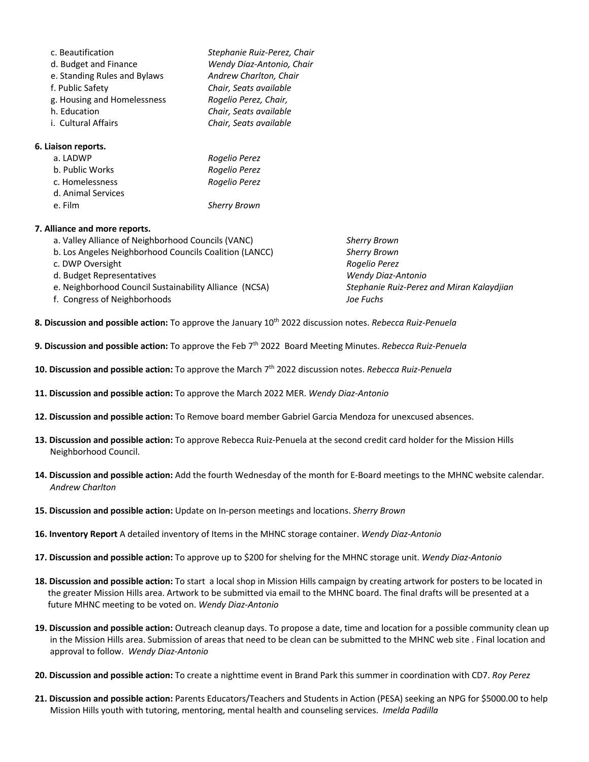c. Beautification *Stephanie Ruiz-Perez, Chair*
d. Budget and Finance *Wendy Diaz-Antonio, Chair*
e. Standing Rules and Bylaws *Andrew Charlton, Chair*
f. Public Safety *Chair, Seats available*
g. Housing and Homelessness *Rogelio Perez, Chair,*
h. Education *Chair, Seats available*
i. Cultural Affairs *Chair, Seats available*

**6. Liaison reports.**

a. LADWP *Rogelio Perez*
b. Public Works *Rogelio Perez*
c. Homelessness *Rogelio Perez*
d. Animal Services
e. Film *Sherry Brown*

**7. Alliance and more reports.**

a. Valley Alliance of Neighborhood Councils (VANC) *Sherry Brown*
b. Los Angeles Neighborhood Councils Coalition (LANCC) *Sherry Brown*
c. DWP Oversight *Rogelio Perez*
d. Budget Representatives *Wendy Diaz-Antonio*
e. Neighborhood Council Sustainability Alliance (NCSA) *Stephanie Ruiz-Perez and Miran Kalaydjian*
f. Congress of Neighborhoods *Joe Fuchs*

**8. Discussion and possible action:** To approve the January 10th 2022 discussion notes. *Rebecca Ruiz-Penuela*

**9. Discussion and possible action:** To approve the Feb 7th 2022 Board Meeting Minutes. *Rebecca Ruiz-Penuela*

**10. Discussion and possible action:** To approve the March 7th 2022 discussion notes. *Rebecca Ruiz-Penuela*

**11. Discussion and possible action:** To approve the March 2022 MER. *Wendy Diaz-Antonio*

**12. Discussion and possible action:** To Remove board member Gabriel Garcia Mendoza for unexcused absences.

**13. Discussion and possible action:** To approve Rebecca Ruiz-Penuela at the second credit card holder for the Mission Hills Neighborhood Council.

**14. Discussion and possible action:** Add the fourth Wednesday of the month for E-Board meetings to the MHNC website calendar. *Andrew Charlton*

**15. Discussion and possible action:** Update on In-person meetings and locations. *Sherry Brown*

**16. Inventory Report** A detailed inventory of Items in the MHNC storage container. *Wendy Diaz-Antonio*

**17. Discussion and possible action:** To approve up to $200 for shelving for the MHNC storage unit. *Wendy Diaz-Antonio*

**18. Discussion and possible action:** To start a local shop in Mission Hills campaign by creating artwork for posters to be located in the greater Mission Hills area. Artwork to be submitted via email to the MHNC board. The final drafts will be presented at a future MHNC meeting to be voted on. *Wendy Diaz-Antonio*

**19. Discussion and possible action:** Outreach cleanup days. To propose a date, time and location for a possible community clean up in the Mission Hills area. Submission of areas that need to be clean can be submitted to the MHNC web site . Final location and approval to follow. *Wendy Diaz-Antonio*

**20. Discussion and possible action:** To create a nighttime event in Brand Park this summer in coordination with CD7. *Roy Perez*

**21. Discussion and possible action:** Parents Educators/Teachers and Students in Action (PESA) seeking an NPG for $5000.00 to help Mission Hills youth with tutoring, mentoring, mental health and counseling services. *Imelda Padilla*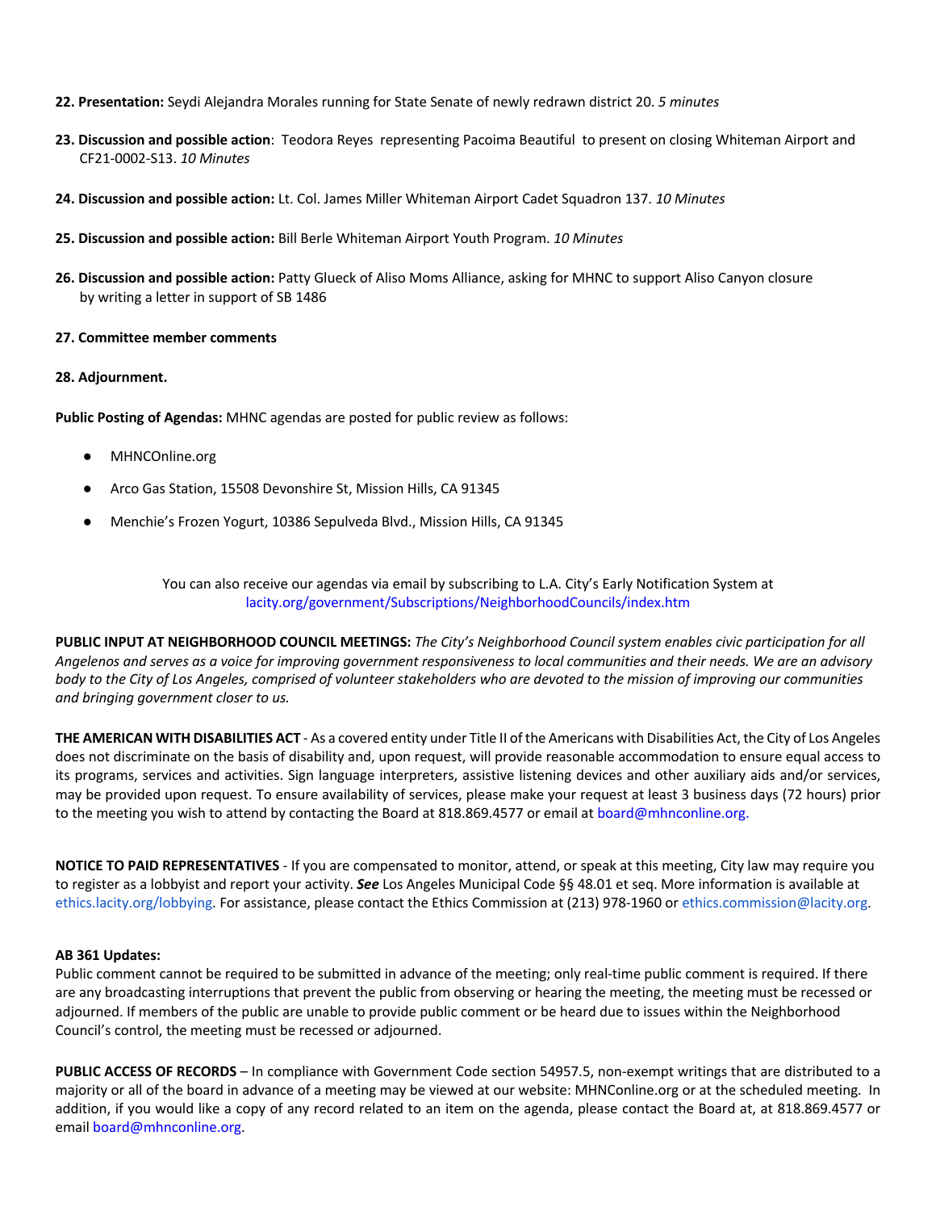**22. Presentation:** Seydi Alejandra Morales running for State Senate of newly redrawn district 20. *5 minutes*

**23. Discussion and possible action**: Teodora Reyes representing Pacoima Beautiful to present on closing Whiteman Airport and CF21-0002-S13. *10 Minutes*

**24. Discussion and possible action:** Lt. Col. James Miller Whiteman Airport Cadet Squadron 137. *10 Minutes*

**25. Discussion and possible action:** Bill Berle Whiteman Airport Youth Program. *10 Minutes*

**26. Discussion and possible action:** Patty Glueck of Aliso Moms Alliance, asking for MHNC to support Aliso Canyon closure by writing a letter in support of SB 1486

**27. Committee member comments**

**28. Adjournment.**

**Public Posting of Agendas:** MHNC agendas are posted for public review as follows:

- MHNCOnline.org
- Arco Gas Station, 15508 Devonshire St, Mission Hills, CA 91345
- Menchie's Frozen Yogurt, 10386 Sepulveda Blvd., Mission Hills, CA 91345

You can also receive our agendas via email by subscribing to L.A. City's Early Notification System at lacity.org/government/Subscriptions/NeighborhoodCouncils/index.htm

**PUBLIC INPUT AT NEIGHBORHOOD COUNCIL MEETINGS:** *The City's Neighborhood Council system enables civic participation for all Angelenos and serves as a voice for improving government responsiveness to local communities and their needs. We are an advisory body to the City of Los Angeles, comprised of volunteer stakeholders who are devoted to the mission of improving our communities and bringing government closer to us.*

**THE AMERICAN WITH DISABILITIES ACT** - As a covered entity under Title II of the Americans with Disabilities Act, the City of Los Angeles does not discriminate on the basis of disability and, upon request, will provide reasonable accommodation to ensure equal access to its programs, services and activities. Sign language interpreters, assistive listening devices and other auxiliary aids and/or services, may be provided upon request. To ensure availability of services, please make your request at least 3 business days (72 hours) prior to the meeting you wish to attend by contacting the Board at 818.869.4577 or email at board@mhnconline.org.

**NOTICE TO PAID REPRESENTATIVES** - If you are compensated to monitor, attend, or speak at this meeting, City law may require you to register as a lobbyist and report your activity. ***See*** Los Angeles Municipal Code §§ 48.01 et seq. More information is available at ethics.lacity.org/lobbying. For assistance, please contact the Ethics Commission at (213) 978-1960 or ethics.commission@lacity.org.

**AB 361 Updates:**

Public comment cannot be required to be submitted in advance of the meeting; only real-time public comment is required. If there are any broadcasting interruptions that prevent the public from observing or hearing the meeting, the meeting must be recessed or adjourned. If members of the public are unable to provide public comment or be heard due to issues within the Neighborhood Council's control, the meeting must be recessed or adjourned.

**PUBLIC ACCESS OF RECORDS** – In compliance with Government Code section 54957.5, non-exempt writings that are distributed to a majority or all of the board in advance of a meeting may be viewed at our website: MHNConline.org or at the scheduled meeting. In addition, if you would like a copy of any record related to an item on the agenda, please contact the Board at, at 818.869.4577 or email board@mhnconline.org.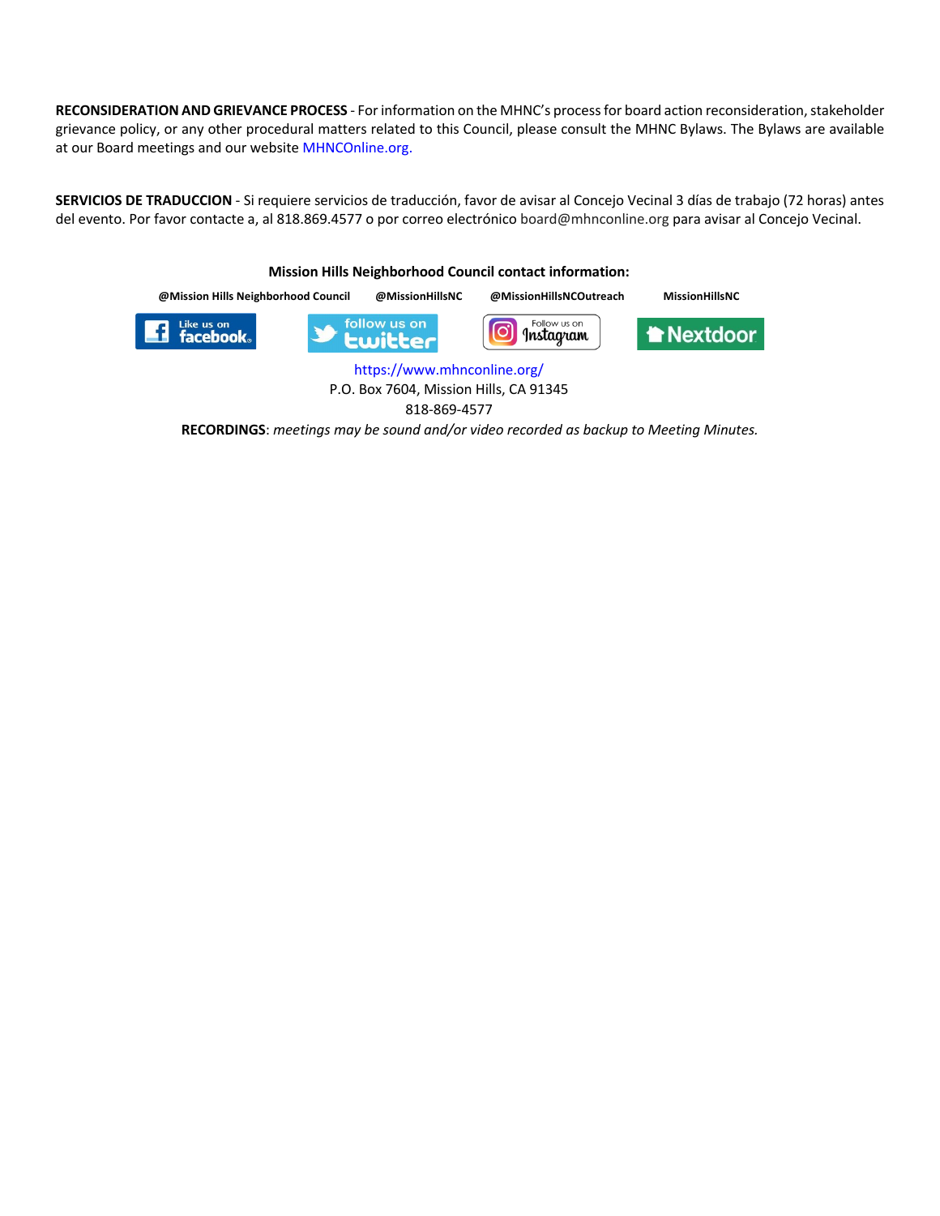**RECONSIDERATION AND GRIEVANCE PROCESS** - For information on the MHNC's process for board action reconsideration, stakeholder grievance policy, or any other procedural matters related to this Council, please consult the MHNC Bylaws. The Bylaws are available at our Board meetings and our website MHNCOnline.org.

**SERVICIOS DE TRADUCCION** - Si requiere servicios de traducción, favor de avisar al Concejo Vecinal 3 días de trabajo (72 horas) antes del evento. Por favor contacte a, al 818.869.4577 o por correo electrónico board@mhnconline.org para avisar al Concejo Vecinal.

**Mission Hills Neighborhood Council contact information:**

**@Mission Hills Neighborhood Council** — Like us on facebook

**@MissionHillsNC** — follow us on twitter

**@MissionHillsNCOutreach** — Follow us on Instagram

**MissionHillsNC** — Nextdoor

https://www.mhnconline.org/

P.O. Box 7604, Mission Hills, CA 91345

818-869-4577

**RECORDINGS**: *meetings may be sound and/or video recorded as backup to Meeting Minutes.*